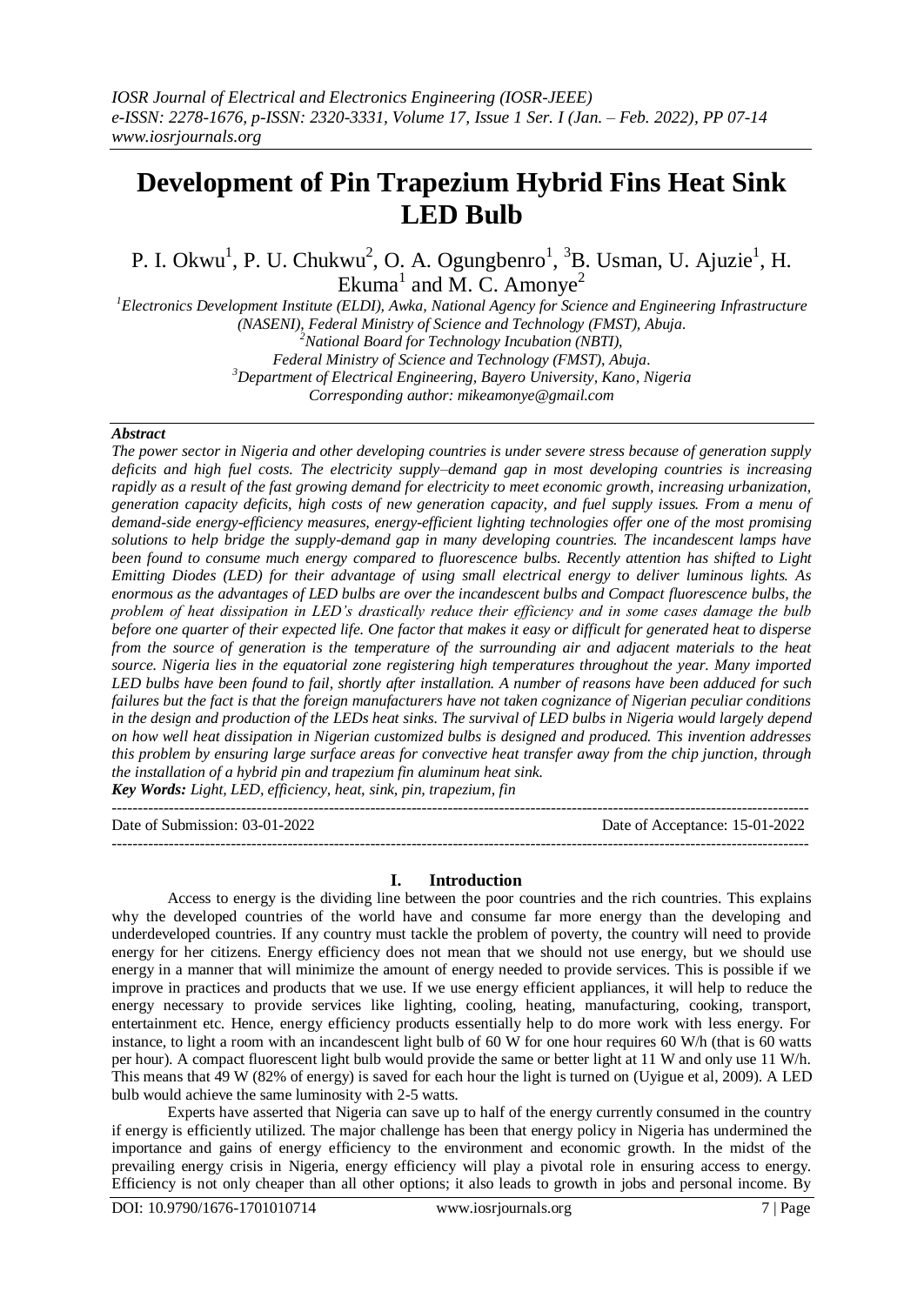# Development of Pin Trapezium Hybrid Fins Heat Sink LED Bulb

P. I. Okwu[1], P. U. Chukwu[2], O. A. Ogungbenro[1], [3]B. Usman, U. Ajuzie[1], H. Ekuma[1] and M. C. Amonye[2]

[1]*Electronics Development Institute (ELDI), Awka, National Agency for Science and Engineering Infrastructure (NASENI), Federal Ministry of Science and Technology (FMST), Abuja.*
[2]*National Board for Technology Incubation (NBTI), Federal Ministry of Science and Technology (FMST), Abuja.*
[3]*Department of Electrical Engineering, Bayero University, Kano, Nigeria*
*Corresponding author: mikeamonye@gmail.com*

***Abstract***

*The power sector in Nigeria and other developing countries is under severe stress because of generation supply deficits and high fuel costs. The electricity supply–demand gap in most developing countries is increasing rapidly as a result of the fast growing demand for electricity to meet economic growth, increasing urbanization, generation capacity deficits, high costs of new generation capacity, and fuel supply issues. From a menu of demand-side energy-efficiency measures, energy-efficient lighting technologies offer one of the most promising solutions to help bridge the supply-demand gap in many developing countries. The incandescent lamps have been found to consume much energy compared to fluorescence bulbs. Recently attention has shifted to Light Emitting Diodes (LED) for their advantage of using small electrical energy to deliver luminous lights. As enormous as the advantages of LED bulbs are over the incandescent bulbs and Compact fluorescence bulbs, the problem of heat dissipation in LED's drastically reduce their efficiency and in some cases damage the bulb before one quarter of their expected life. One factor that makes it easy or difficult for generated heat to disperse from the source of generation is the temperature of the surrounding air and adjacent materials to the heat source. Nigeria lies in the equatorial zone registering high temperatures throughout the year. Many imported LED bulbs have been found to fail, shortly after installation. A number of reasons have been adduced for such failures but the fact is that the foreign manufacturers have not taken cognizance of Nigerian peculiar conditions in the design and production of the LEDs heat sinks. The survival of LED bulbs in Nigeria would largely depend on how well heat dissipation in Nigerian customized bulbs is designed and produced. This invention addresses this problem by ensuring large surface areas for convective heat transfer away from the chip junction, through the installation of a hybrid pin and trapezium fin aluminum heat sink.*

***Key Words:*** *Light, LED, efficiency, heat, sink, pin, trapezium, fin*

Date of Submission: 03-01-2022 Date of Acceptance: 15-01-2022

## I. Introduction

Access to energy is the dividing line between the poor countries and the rich countries. This explains why the developed countries of the world have and consume far more energy than the developing and underdeveloped countries. If any country must tackle the problem of poverty, the country will need to provide energy for her citizens. Energy efficiency does not mean that we should not use energy, but we should use energy in a manner that will minimize the amount of energy needed to provide services. This is possible if we improve in practices and products that we use. If we use energy efficient appliances, it will help to reduce the energy necessary to provide services like lighting, cooling, heating, manufacturing, cooking, transport, entertainment etc. Hence, energy efficiency products essentially help to do more work with less energy. For instance, to light a room with an incandescent light bulb of 60 W for one hour requires 60 W/h (that is 60 watts per hour). A compact fluorescent light bulb would provide the same or better light at 11 W and only use 11 W/h. This means that 49 W (82% of energy) is saved for each hour the light is turned on (Uyigue et al, 2009). A LED bulb would achieve the same luminosity with 2-5 watts.

Experts have asserted that Nigeria can save up to half of the energy currently consumed in the country if energy is efficiently utilized. The major challenge has been that energy policy in Nigeria has undermined the importance and gains of energy efficiency to the environment and economic growth. In the midst of the prevailing energy crisis in Nigeria, energy efficiency will play a pivotal role in ensuring access to energy. Efficiency is not only cheaper than all other options; it also leads to growth in jobs and personal income. By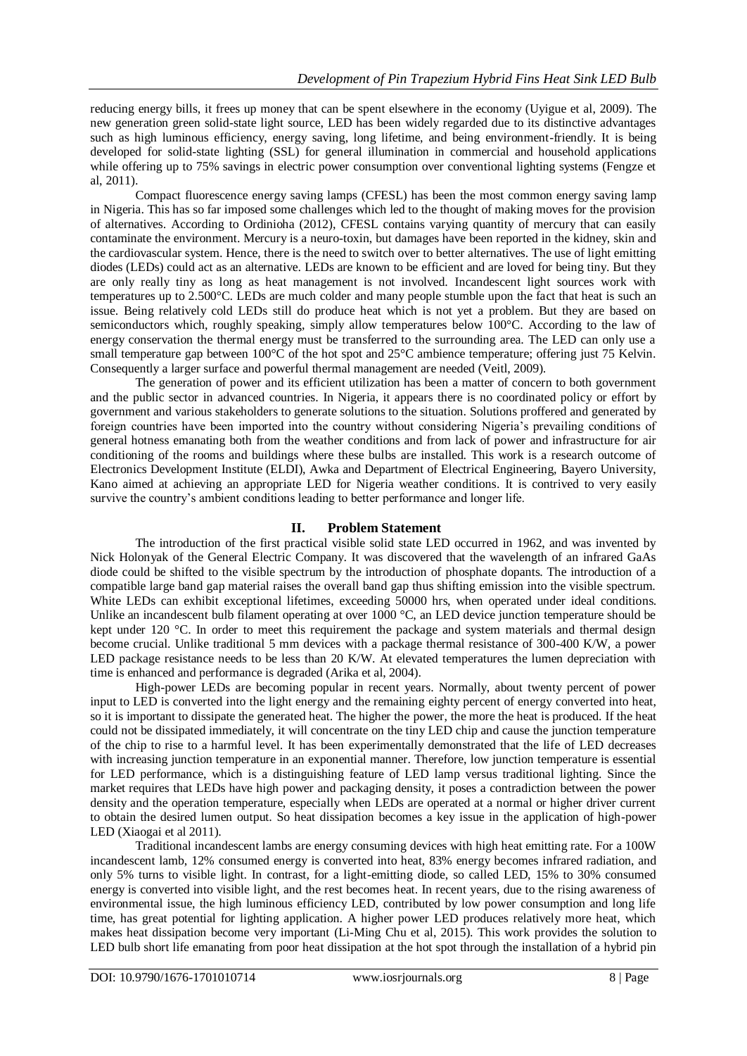reducing energy bills, it frees up money that can be spent elsewhere in the economy (Uyigue et al, 2009). The new generation green solid-state light source, LED has been widely regarded due to its distinctive advantages such as high luminous efficiency, energy saving, long lifetime, and being environment-friendly. It is being developed for solid-state lighting (SSL) for general illumination in commercial and household applications while offering up to 75% savings in electric power consumption over conventional lighting systems (Fengze et al, 2011).

Compact fluorescence energy saving lamps (CFESL) has been the most common energy saving lamp in Nigeria. This has so far imposed some challenges which led to the thought of making moves for the provision of alternatives. According to Ordinioha (2012), CFESL contains varying quantity of mercury that can easily contaminate the environment. Mercury is a neuro-toxin, but damages have been reported in the kidney, skin and the cardiovascular system. Hence, there is the need to switch over to better alternatives. The use of light emitting diodes (LEDs) could act as an alternative. LEDs are known to be efficient and are loved for being tiny. But they are only really tiny as long as heat management is not involved. Incandescent light sources work with temperatures up to 2.500°C. LEDs are much colder and many people stumble upon the fact that heat is such an issue. Being relatively cold LEDs still do produce heat which is not yet a problem. But they are based on semiconductors which, roughly speaking, simply allow temperatures below 100°C. According to the law of energy conservation the thermal energy must be transferred to the surrounding area. The LED can only use a small temperature gap between 100°C of the hot spot and 25°C ambience temperature; offering just 75 Kelvin. Consequently a larger surface and powerful thermal management are needed (Veitl, 2009).

The generation of power and its efficient utilization has been a matter of concern to both government and the public sector in advanced countries. In Nigeria, it appears there is no coordinated policy or effort by government and various stakeholders to generate solutions to the situation. Solutions proffered and generated by foreign countries have been imported into the country without considering Nigeria's prevailing conditions of general hotness emanating both from the weather conditions and from lack of power and infrastructure for air conditioning of the rooms and buildings where these bulbs are installed. This work is a research outcome of Electronics Development Institute (ELDI), Awka and Department of Electrical Engineering, Bayero University, Kano aimed at achieving an appropriate LED for Nigeria weather conditions. It is contrived to very easily survive the country's ambient conditions leading to better performance and longer life.

## II. Problem Statement

The introduction of the first practical visible solid state LED occurred in 1962, and was invented by Nick Holonyak of the General Electric Company. It was discovered that the wavelength of an infrared GaAs diode could be shifted to the visible spectrum by the introduction of phosphate dopants. The introduction of a compatible large band gap material raises the overall band gap thus shifting emission into the visible spectrum. White LEDs can exhibit exceptional lifetimes, exceeding 50000 hrs, when operated under ideal conditions. Unlike an incandescent bulb filament operating at over 1000 °C, an LED device junction temperature should be kept under 120 °C. In order to meet this requirement the package and system materials and thermal design become crucial. Unlike traditional 5 mm devices with a package thermal resistance of 300-400 K/W, a power LED package resistance needs to be less than 20 K/W. At elevated temperatures the lumen depreciation with time is enhanced and performance is degraded (Arika et al, 2004).

High-power LEDs are becoming popular in recent years. Normally, about twenty percent of power input to LED is converted into the light energy and the remaining eighty percent of energy converted into heat, so it is important to dissipate the generated heat. The higher the power, the more the heat is produced. If the heat could not be dissipated immediately, it will concentrate on the tiny LED chip and cause the junction temperature of the chip to rise to a harmful level. It has been experimentally demonstrated that the life of LED decreases with increasing junction temperature in an exponential manner. Therefore, low junction temperature is essential for LED performance, which is a distinguishing feature of LED lamp versus traditional lighting. Since the market requires that LEDs have high power and packaging density, it poses a contradiction between the power density and the operation temperature, especially when LEDs are operated at a normal or higher driver current to obtain the desired lumen output. So heat dissipation becomes a key issue in the application of high-power LED (Xiaogai et al 2011).

Traditional incandescent lambs are energy consuming devices with high heat emitting rate. For a 100W incandescent lamb, 12% consumed energy is converted into heat, 83% energy becomes infrared radiation, and only 5% turns to visible light. In contrast, for a light-emitting diode, so called LED, 15% to 30% consumed energy is converted into visible light, and the rest becomes heat. In recent years, due to the rising awareness of environmental issue, the high luminous efficiency LED, contributed by low power consumption and long life time, has great potential for lighting application. A higher power LED produces relatively more heat, which makes heat dissipation become very important (Li-Ming Chu et al, 2015). This work provides the solution to LED bulb short life emanating from poor heat dissipation at the hot spot through the installation of a hybrid pin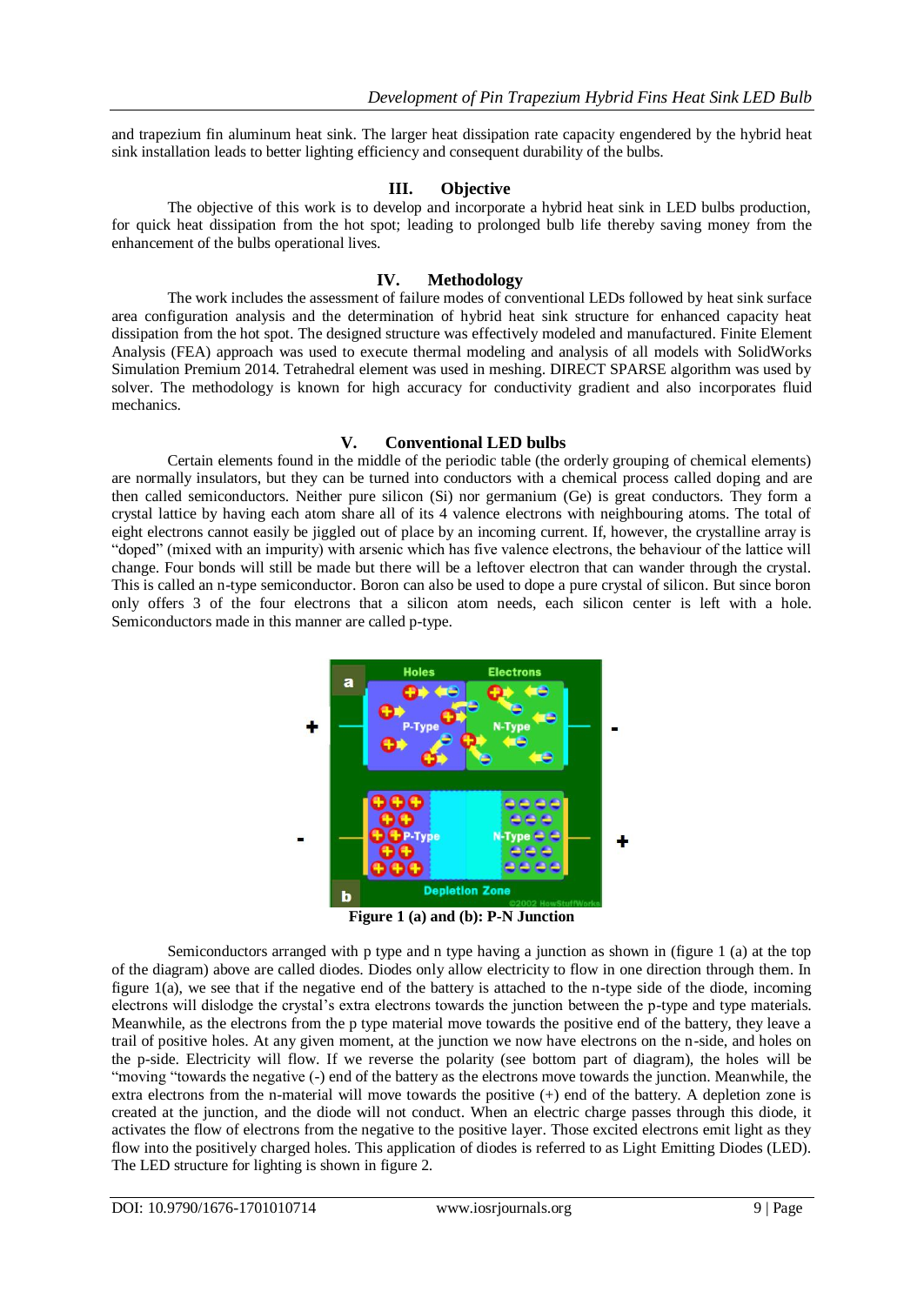and trapezium fin aluminum heat sink. The larger heat dissipation rate capacity engendered by the hybrid heat sink installation leads to better lighting efficiency and consequent durability of the bulbs.

## III. Objective

The objective of this work is to develop and incorporate a hybrid heat sink in LED bulbs production, for quick heat dissipation from the hot spot; leading to prolonged bulb life thereby saving money from the enhancement of the bulbs operational lives.

## IV. Methodology

The work includes the assessment of failure modes of conventional LEDs followed by heat sink surface area configuration analysis and the determination of hybrid heat sink structure for enhanced capacity heat dissipation from the hot spot. The designed structure was effectively modeled and manufactured. Finite Element Analysis (FEA) approach was used to execute thermal modeling and analysis of all models with SolidWorks Simulation Premium 2014. Tetrahedral element was used in meshing. DIRECT SPARSE algorithm was used by solver. The methodology is known for high accuracy for conductivity gradient and also incorporates fluid mechanics.

## V. Conventional LED bulbs

Certain elements found in the middle of the periodic table (the orderly grouping of chemical elements) are normally insulators, but they can be turned into conductors with a chemical process called doping and are then called semiconductors. Neither pure silicon (Si) nor germanium (Ge) is great conductors. They form a crystal lattice by having each atom share all of its 4 valence electrons with neighbouring atoms. The total of eight electrons cannot easily be jiggled out of place by an incoming current. If, however, the crystalline array is "doped" (mixed with an impurity) with arsenic which has five valence electrons, the behaviour of the lattice will change. Four bonds will still be made but there will be a leftover electron that can wander through the crystal. This is called an n-type semiconductor. Boron can also be used to dope a pure crystal of silicon. But since boron only offers 3 of the four electrons that a silicon atom needs, each silicon center is left with a hole. Semiconductors made in this manner are called p-type.

**Figure 1 (a) and (b): P-N Junction**

Semiconductors arranged with p type and n type having a junction as shown in (figure 1 (a) at the top of the diagram) above are called diodes. Diodes only allow electricity to flow in one direction through them. In figure 1(a), we see that if the negative end of the battery is attached to the n-type side of the diode, incoming electrons will dislodge the crystal's extra electrons towards the junction between the p-type and type materials. Meanwhile, as the electrons from the p type material move towards the positive end of the battery, they leave a trail of positive holes. At any given moment, at the junction we now have electrons on the n-side, and holes on the p-side. Electricity will flow. If we reverse the polarity (see bottom part of diagram), the holes will be "moving "towards the negative (-) end of the battery as the electrons move towards the junction. Meanwhile, the extra electrons from the n-material will move towards the positive (+) end of the battery. A depletion zone is created at the junction, and the diode will not conduct. When an electric charge passes through this diode, it activates the flow of electrons from the negative to the positive layer. Those excited electrons emit light as they flow into the positively charged holes. This application of diodes is referred to as Light Emitting Diodes (LED). The LED structure for lighting is shown in figure 2.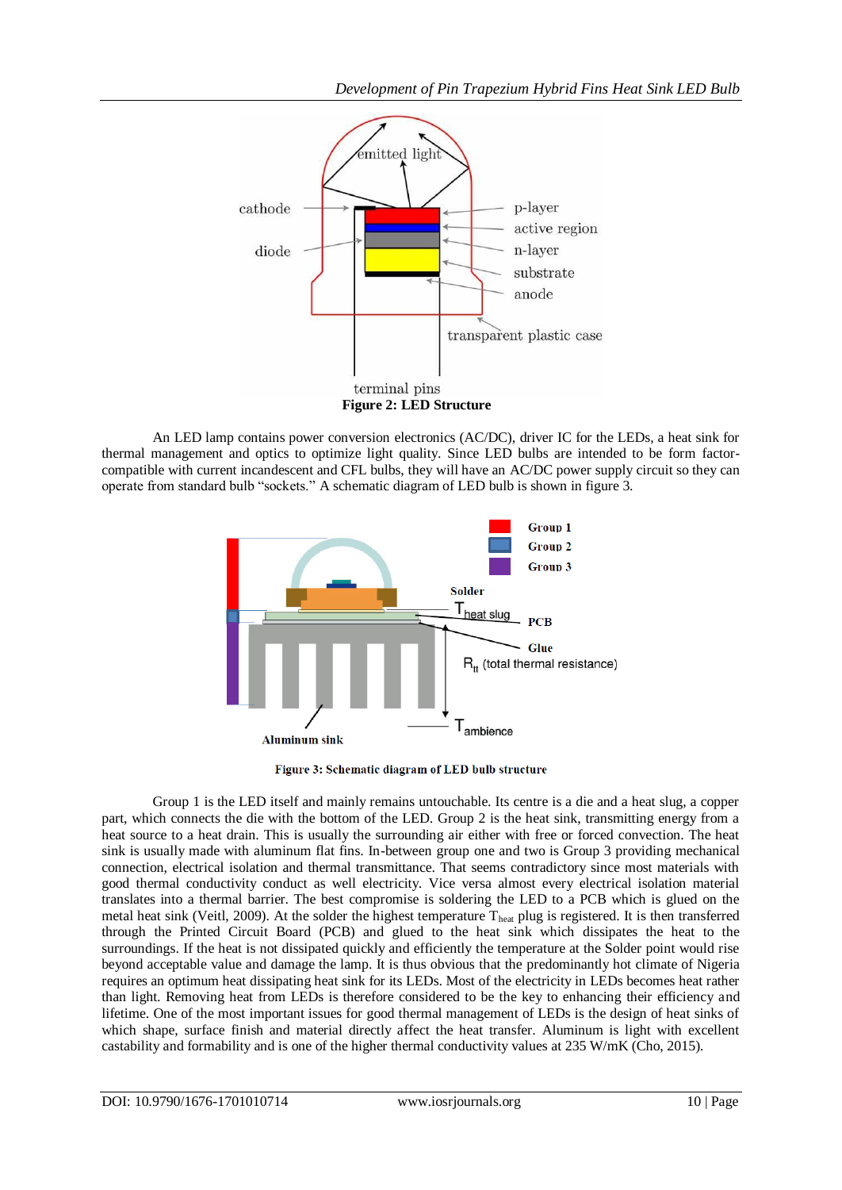Figure 2: LED Structure

An LED lamp contains power conversion electronics (AC/DC), driver IC for the LEDs, a heat sink for thermal management and optics to optimize light quality. Since LED bulbs are intended to be form factor-compatible with current incandescent and CFL bulbs, they will have an AC/DC power supply circuit so they can operate from standard bulb "sockets." A schematic diagram of LED bulb is shown in figure 3.

Figure 3: Schematic diagram of LED bulb structure

Group 1 is the LED itself and mainly remains untouchable. Its centre is a die and a heat slug, a copper part, which connects the die with the bottom of the LED. Group 2 is the heat sink, transmitting energy from a heat source to a heat drain. This is usually the surrounding air either with free or forced convection. The heat sink is usually made with aluminum flat fins. In-between group one and two is Group 3 providing mechanical connection, electrical isolation and thermal transmittance. That seems contradictory since most materials with good thermal conductivity conduct as well electricity. Vice versa almost every electrical isolation material translates into a thermal barrier. The best compromise is soldering the LED to a PCB which is glued on the metal heat sink (Veitl, 2009). At the solder the highest temperature $T_{heat}$ plug is registered. It is then transferred through the Printed Circuit Board (PCB) and glued to the heat sink which dissipates the heat to the surroundings. If the heat is not dissipated quickly and efficiently the temperature at the Solder point would rise beyond acceptable value and damage the lamp. It is thus obvious that the predominantly hot climate of Nigeria requires an optimum heat dissipating heat sink for its LEDs. Most of the electricity in LEDs becomes heat rather than light. Removing heat from LEDs is therefore considered to be the key to enhancing their efficiency and lifetime. One of the most important issues for good thermal management of LEDs is the design of heat sinks of which shape, surface finish and material directly affect the heat transfer. Aluminum is light with excellent castability and formability and is one of the higher thermal conductivity values at 235 W/mK (Cho, 2015).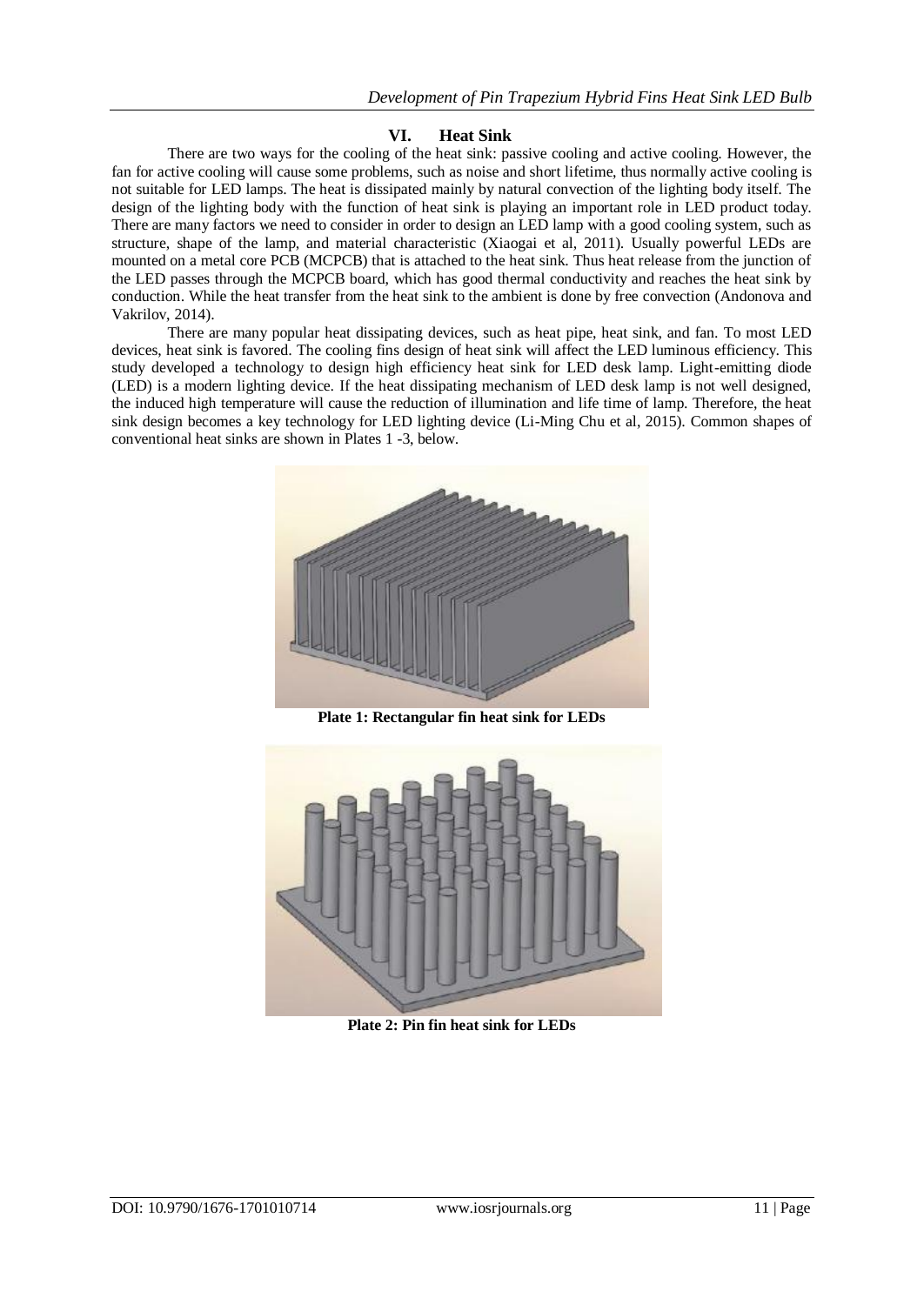## VI. Heat Sink

There are two ways for the cooling of the heat sink: passive cooling and active cooling. However, the fan for active cooling will cause some problems, such as noise and short lifetime, thus normally active cooling is not suitable for LED lamps. The heat is dissipated mainly by natural convection of the lighting body itself. The design of the lighting body with the function of heat sink is playing an important role in LED product today. There are many factors we need to consider in order to design an LED lamp with a good cooling system, such as structure, shape of the lamp, and material characteristic (Xiaogai et al, 2011). Usually powerful LEDs are mounted on a metal core PCB (MCPCB) that is attached to the heat sink. Thus heat release from the junction of the LED passes through the MCPCB board, which has good thermal conductivity and reaches the heat sink by conduction. While the heat transfer from the heat sink to the ambient is done by free convection (Andonova and Vakrilov, 2014).

There are many popular heat dissipating devices, such as heat pipe, heat sink, and fan. To most LED devices, heat sink is favored. The cooling fins design of heat sink will affect the LED luminous efficiency. This study developed a technology to design high efficiency heat sink for LED desk lamp. Light-emitting diode (LED) is a modern lighting device. If the heat dissipating mechanism of LED desk lamp is not well designed, the induced high temperature will cause the reduction of illumination and life time of lamp. Therefore, the heat sink design becomes a key technology for LED lighting device (Li-Ming Chu et al, 2015). Common shapes of conventional heat sinks are shown in Plates 1 -3, below.

**Plate 1: Rectangular fin heat sink for LEDs**

**Plate 2: Pin fin heat sink for LEDs**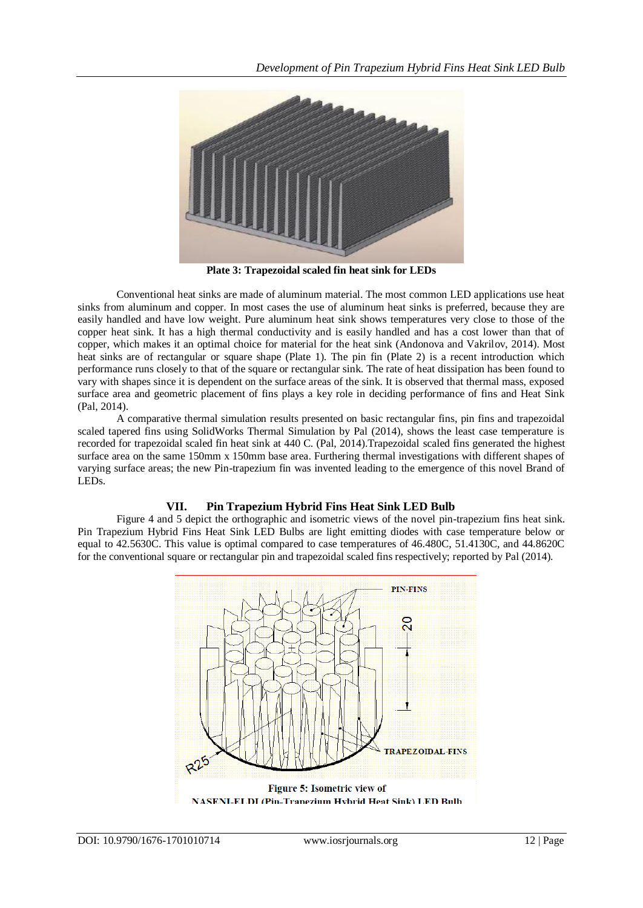Plate 3: Trapezoidal scaled fin heat sink for LEDs

Conventional heat sinks are made of aluminum material. The most common LED applications use heat sinks from aluminum and copper. In most cases the use of aluminum heat sinks is preferred, because they are easily handled and have low weight. Pure aluminum heat sink shows temperatures very close to those of the copper heat sink. It has a high thermal conductivity and is easily handled and has a cost lower than that of copper, which makes it an optimal choice for material for the heat sink (Andonova and Vakrilov, 2014). Most heat sinks are of rectangular or square shape (Plate 1). The pin fin (Plate 2) is a recent introduction which performance runs closely to that of the square or rectangular sink. The rate of heat dissipation has been found to vary with shapes since it is dependent on the surface areas of the sink. It is observed that thermal mass, exposed surface area and geometric placement of fins plays a key role in deciding performance of fins and Heat Sink (Pal, 2014).

A comparative thermal simulation results presented on basic rectangular fins, pin fins and trapezoidal scaled tapered fins using SolidWorks Thermal Simulation by Pal (2014), shows the least case temperature is recorded for trapezoidal scaled fin heat sink at 440 C. (Pal, 2014).Trapezoidal scaled fins generated the highest surface area on the same 150mm x 150mm base area. Furthering thermal investigations with different shapes of varying surface areas; the new Pin-trapezium fin was invented leading to the emergence of this novel Brand of LEDs.

## VII. Pin Trapezium Hybrid Fins Heat Sink LED Bulb

Figure 4 and 5 depict the orthographic and isometric views of the novel pin-trapezium fins heat sink. Pin Trapezium Hybrid Fins Heat Sink LED Bulbs are light emitting diodes with case temperature below or equal to 42.5630C. This value is optimal compared to case temperatures of 46.480C, 51.4130C, and 44.8620C for the conventional square or rectangular pin and trapezoidal scaled fins respectively; reported by Pal (2014).

PIN-FINS

20

TRAPEZOIDAL-FINS

R25

Figure 5: Isometric view of NASENI-ELDI (Pin-Trapezium Hybrid Heat Sink) LED Bulb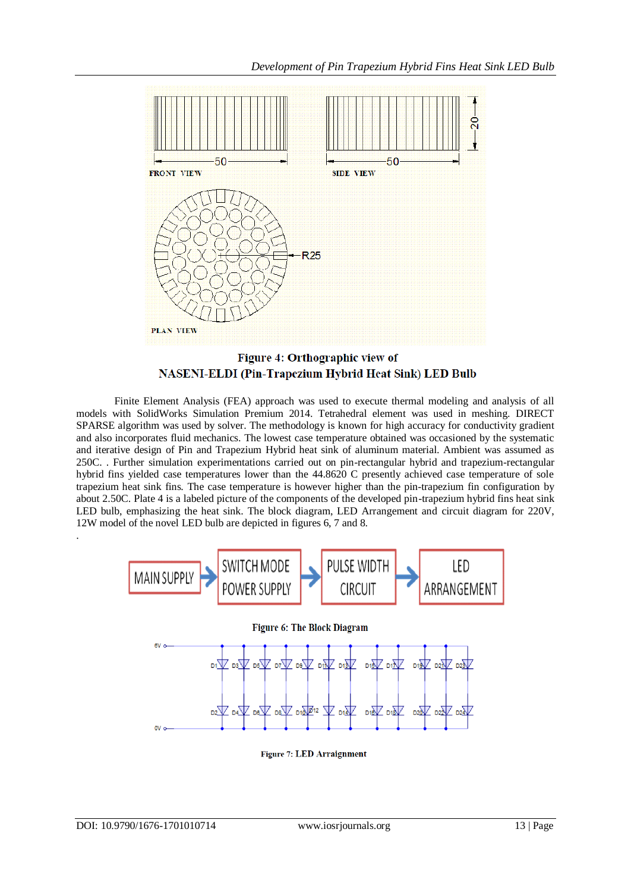Figure 4: Orthographic view of NASENI-ELDI (Pin-Trapezium Hybrid Heat Sink) LED Bulb

Finite Element Analysis (FEA) approach was used to execute thermal modeling and analysis of all models with SolidWorks Simulation Premium 2014. Tetrahedral element was used in meshing. DIRECT SPARSE algorithm was used by solver. The methodology is known for high accuracy for conductivity gradient and also incorporates fluid mechanics. The lowest case temperature obtained was occasioned by the systematic and iterative design of Pin and Trapezium Hybrid heat sink of aluminum material. Ambient was assumed as 250C. . Further simulation experimentations carried out on pin-rectangular hybrid and trapezium-rectangular hybrid fins yielded case temperatures lower than the 44.8620 C presently achieved case temperature of sole trapezium heat sink fins. The case temperature is however higher than the pin-trapezium fin configuration by about 2.50C. Plate 4 is a labeled picture of the components of the developed pin-trapezium hybrid fins heat sink LED bulb, emphasizing the heat sink. The block diagram, LED Arrangement and circuit diagram for 220V, 12W model of the novel LED bulb are depicted in figures 6, 7 and 8.

.

Figure 6: The Block Diagram

Figure 7: LED Arraignment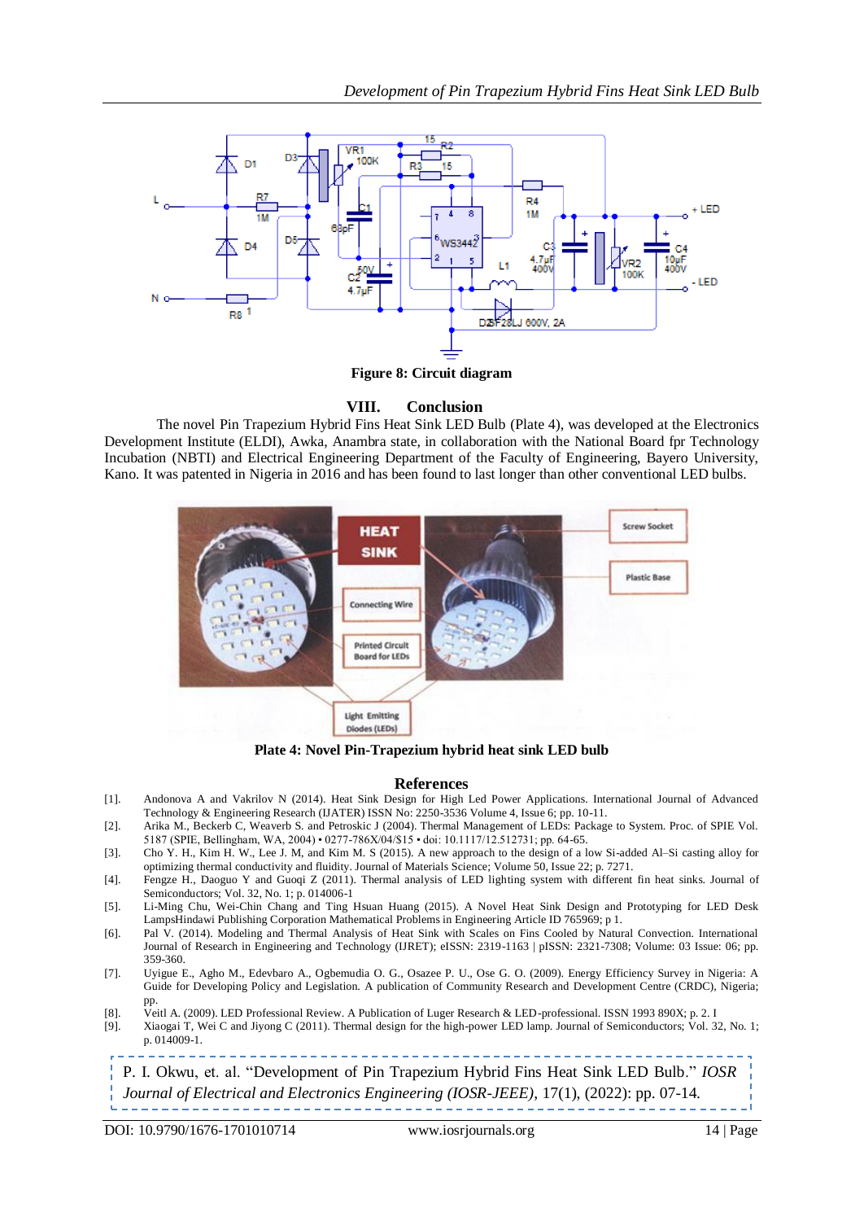Figure 8: Circuit diagram

## VIII. Conclusion

The novel Pin Trapezium Hybrid Fins Heat Sink LED Bulb (Plate 4), was developed at the Electronics Development Institute (ELDI), Awka, Anambra state, in collaboration with the National Board fpr Technology Incubation (NBTI) and Electrical Engineering Department of the Faculty of Engineering, Bayero University, Kano. It was patented in Nigeria in 2016 and has been found to last longer than other conventional LED bulbs.

Plate 4: Novel Pin-Trapezium hybrid heat sink LED bulb

## References

[1]. Andonova A and Vakrilov N (2014). Heat Sink Design for High Led Power Applications. International Journal of Advanced Technology & Engineering Research (IJATER) ISSN No: 2250-3536 Volume 4, Issue 6; pp. 10-11.

[2]. Arika M., Beckerb C, Weaverb S. and Petroskic J (2004). Thermal Management of LEDs: Package to System. Proc. of SPIE Vol. 5187 (SPIE, Bellingham, WA, 2004) • 0277-786X/04/$15 • doi: 10.1117/12.512731; pp. 64-65.

[3]. Cho Y. H., Kim H. W., Lee J. M, and Kim M. S (2015). A new approach to the design of a low Si-added Al–Si casting alloy for optimizing thermal conductivity and fluidity. Journal of Materials Science; Volume 50, Issue 22; p. 7271.

[4]. Fengze H., Daoguo Y and Guoqi Z (2011). Thermal analysis of LED lighting system with different fin heat sinks. Journal of Semiconductors; Vol. 32, No. 1; p. 014006-1

[5]. Li-Ming Chu, Wei-Chin Chang and Ting Hsuan Huang (2015). A Novel Heat Sink Design and Prototyping for LED Desk LampsHindawi Publishing Corporation Mathematical Problems in Engineering Article ID 765969; p 1.

[6]. Pal V. (2014). Modeling and Thermal Analysis of Heat Sink with Scales on Fins Cooled by Natural Convection. International Journal of Research in Engineering and Technology (IJRET); eISSN: 2319-1163 | pISSN: 2321-7308; Volume: 03 Issue: 06; pp. 359-360.

[7]. Uyigue E., Agho M., Edevbaro A., Ogbemudia O. G., Osazee P. U., Ose G. O. (2009). Energy Efficiency Survey in Nigeria: A Guide for Developing Policy and Legislation. A publication of Community Research and Development Centre (CRDC), Nigeria; pp.

[8]. Veitl A. (2009). LED Professional Review. A Publication of Luger Research & LED-professional. ISSN 1993 890X; p. 2. I

[9]. Xiaogai T, Wei C and Jiyong C (2011). Thermal design for the high-power LED lamp. Journal of Semiconductors; Vol. 32, No. 1; p. 014009-1.

P. I. Okwu, et. al. "Development of Pin Trapezium Hybrid Fins Heat Sink LED Bulb." *IOSR Journal of Electrical and Electronics Engineering (IOSR-JEEE)*, 17(1), (2022): pp. 07-14.